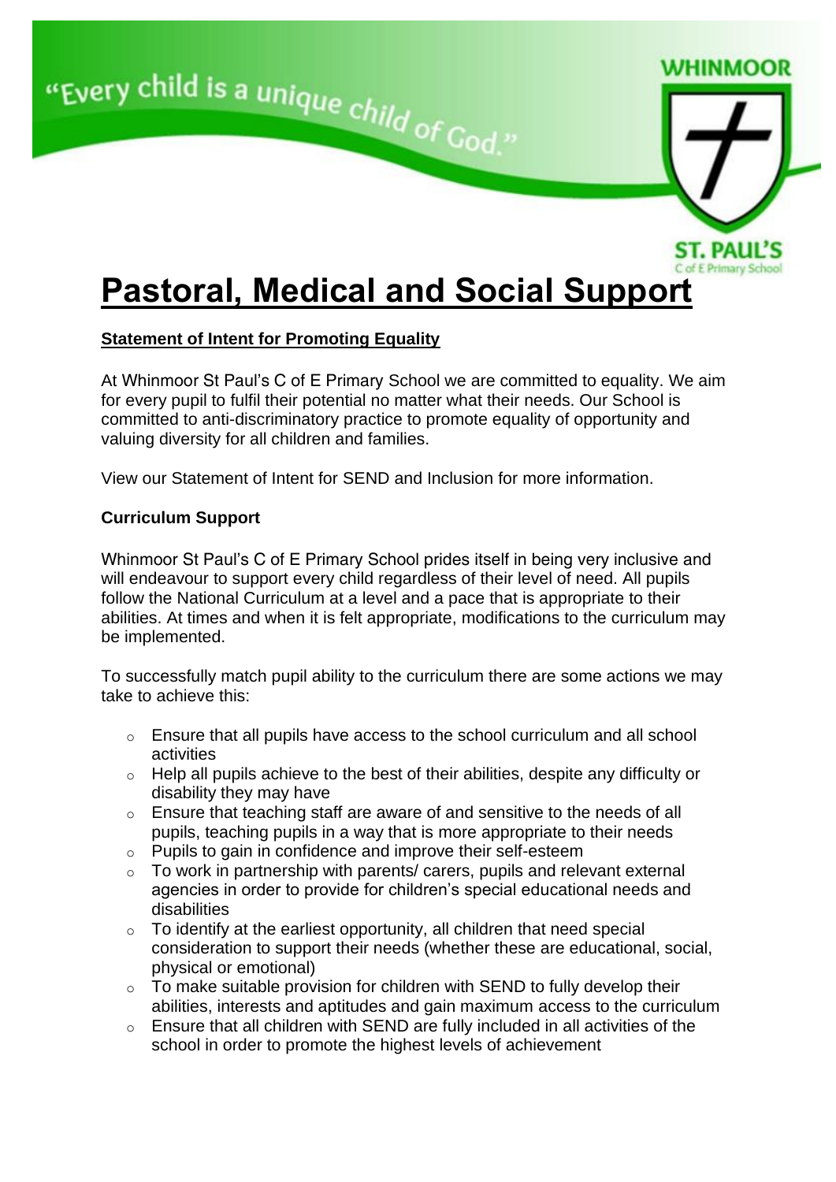"Every child is a unique child of God."

# Pastoral, Medical and Social Support

**Statement of Intent for Promoting Equality**

At Whinmoor St Paul's C of E Primary School we are committed to equality. We aim for every pupil to fulfil their potential no matter what their needs. Our School is committed to anti-discriminatory practice to promote equality of opportunity and valuing diversity for all children and families.

View our Statement of Intent for SEND and Inclusion for more information.

**Curriculum Support**

Whinmoor St Paul's C of E Primary School prides itself in being very inclusive and will endeavour to support every child regardless of their level of need. All pupils follow the National Curriculum at a level and a pace that is appropriate to their abilities. At times and when it is felt appropriate, modifications to the curriculum may be implemented.

To successfully match pupil ability to the curriculum there are some actions we may take to achieve this:

- Ensure that all pupils have access to the school curriculum and all school activities
- Help all pupils achieve to the best of their abilities, despite any difficulty or disability they may have
- Ensure that teaching staff are aware of and sensitive to the needs of all pupils, teaching pupils in a way that is more appropriate to their needs
- Pupils to gain in confidence and improve their self-esteem
- To work in partnership with parents/ carers, pupils and relevant external agencies in order to provide for children's special educational needs and disabilities
- To identify at the earliest opportunity, all children that need special consideration to support their needs (whether these are educational, social, physical or emotional)
- To make suitable provision for children with SEND to fully develop their abilities, interests and aptitudes and gain maximum access to the curriculum
- Ensure that all children with SEND are fully included in all activities of the school in order to promote the highest levels of achievement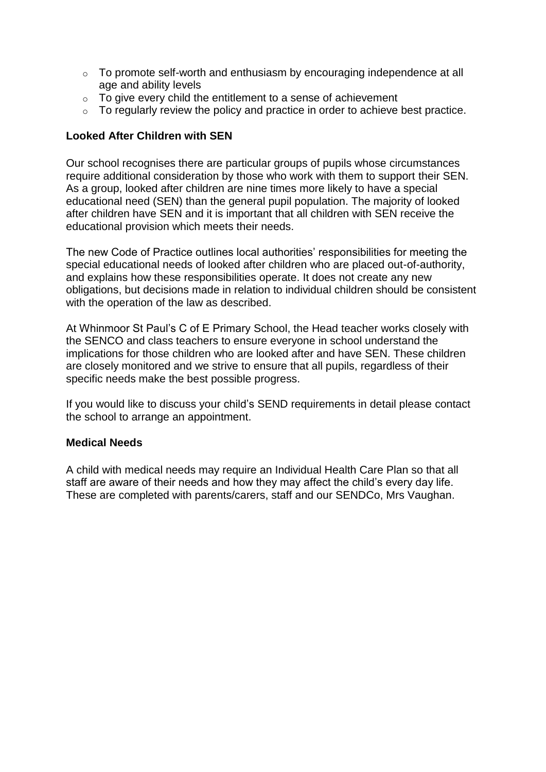- To promote self-worth and enthusiasm by encouraging independence at all age and ability levels
- To give every child the entitlement to a sense of achievement
- To regularly review the policy and practice in order to achieve best practice.

**Looked After Children with SEN**

Our school recognises there are particular groups of pupils whose circumstances require additional consideration by those who work with them to support their SEN. As a group, looked after children are nine times more likely to have a special educational need (SEN) than the general pupil population. The majority of looked after children have SEN and it is important that all children with SEN receive the educational provision which meets their needs.

The new Code of Practice outlines local authorities' responsibilities for meeting the special educational needs of looked after children who are placed out-of-authority, and explains how these responsibilities operate. It does not create any new obligations, but decisions made in relation to individual children should be consistent with the operation of the law as described.

At Whinmoor St Paul's C of E Primary School, the Head teacher works closely with the SENCO and class teachers to ensure everyone in school understand the implications for those children who are looked after and have SEN. These children are closely monitored and we strive to ensure that all pupils, regardless of their specific needs make the best possible progress.

If you would like to discuss your child's SEND requirements in detail please contact the school to arrange an appointment.

**Medical Needs**

A child with medical needs may require an Individual Health Care Plan so that all staff are aware of their needs and how they may affect the child's every day life. These are completed with parents/carers, staff and our SENDCo, Mrs Vaughan.